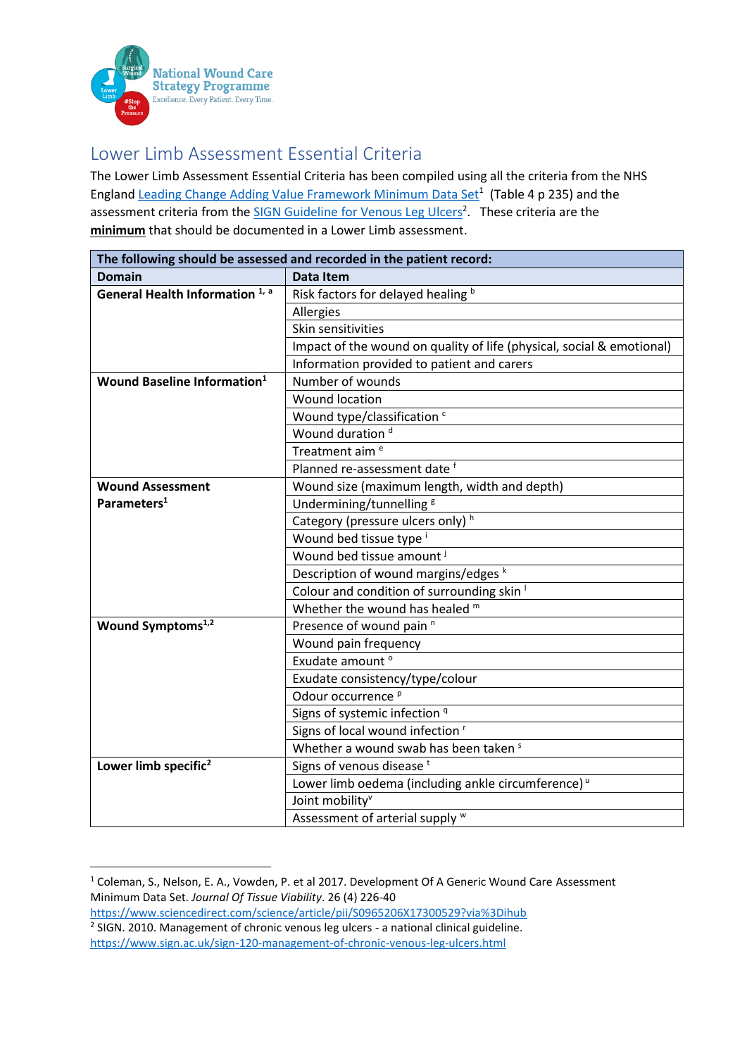National Wound Care Strategy Programme
Excellence. Every Patient. Every Time.

# Lower Limb Assessment Essential Criteria

The Lower Limb Assessment Essential Criteria has been compiled using all the criteria from the NHS England Leading Change Adding Value Framework Minimum Data Set[1] (Table 4 p 235) and the assessment criteria from the SIGN Guideline for Venous Leg Ulcers[2]. These criteria are the **minimum** that should be documented in a Lower Limb assessment.

| **The following should be assessed and recorded in the patient record:** | |
|---|---|
| **Domain** | **Data Item** |
| **General Health Information** [1, a] | Risk factors for delayed healing [b] |
| | Allergies |
| | Skin sensitivities |
| | Impact of the wound on quality of life (physical, social & emotional) |
| | Information provided to patient and carers |
| **Wound Baseline Information**[1] | Number of wounds |
| | Wound location |
| | Wound type/classification [c] |
| | Wound duration [d] |
| | Treatment aim [e] |
| | Planned re-assessment date [f] |
| **Wound Assessment Parameters**[1] | Wound size (maximum length, width and depth) |
| | Undermining/tunnelling [g] |
| | Category (pressure ulcers only) [h] |
| | Wound bed tissue type [i] |
| | Wound bed tissue amount [j] |
| | Description of wound margins/edges [k] |
| | Colour and condition of surrounding skin [l] |
| | Whether the wound has healed [m] |
| **Wound Symptoms**[1,2] | Presence of wound pain [n] |
| | Wound pain frequency |
| | Exudate amount [o] |
| | Exudate consistency/type/colour |
| | Odour occurrence [p] |
| | Signs of systemic infection [q] |
| | Signs of local wound infection [r] |
| | Whether a wound swab has been taken [s] |
| **Lower limb specific**[2] | Signs of venous disease [t] |
| | Lower limb oedema (including ankle circumference) [u] |
| | Joint mobility[v] |
| | Assessment of arterial supply [w] |

[1] Coleman, S., Nelson, E. A., Vowden, P. et al 2017. Development Of A Generic Wound Care Assessment Minimum Data Set. *Journal Of Tissue Viability*. 26 (4) 226-40 https://www.sciencedirect.com/science/article/pii/S0965206X17300529?via%3Dihub

[2] SIGN. 2010. Management of chronic venous leg ulcers - a national clinical guideline. https://www.sign.ac.uk/sign-120-management-of-chronic-venous-leg-ulcers.html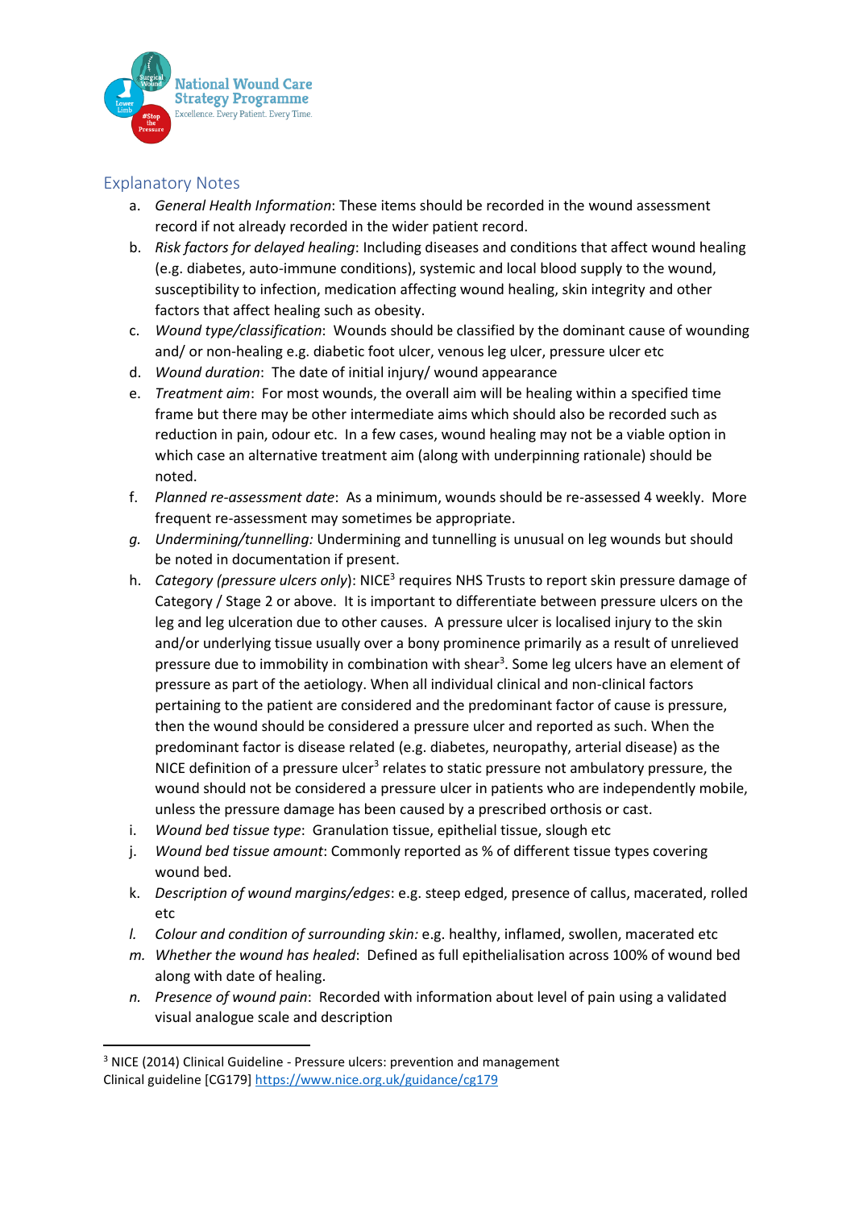## Explanatory Notes

a. *General Health Information*: These items should be recorded in the wound assessment record if not already recorded in the wider patient record.
b. *Risk factors for delayed healing*: Including diseases and conditions that affect wound healing (e.g. diabetes, auto-immune conditions), systemic and local blood supply to the wound, susceptibility to infection, medication affecting wound healing, skin integrity and other factors that affect healing such as obesity.
c. *Wound type/classification*: Wounds should be classified by the dominant cause of wounding and/ or non-healing e.g. diabetic foot ulcer, venous leg ulcer, pressure ulcer etc
d. *Wound duration*: The date of initial injury/ wound appearance
e. *Treatment aim*: For most wounds, the overall aim will be healing within a specified time frame but there may be other intermediate aims which should also be recorded such as reduction in pain, odour etc. In a few cases, wound healing may not be a viable option in which case an alternative treatment aim (along with underpinning rationale) should be noted.
f. *Planned re-assessment date*: As a minimum, wounds should be re-assessed 4 weekly. More frequent re-assessment may sometimes be appropriate.
g. *Undermining/tunnelling:* Undermining and tunnelling is unusual on leg wounds but should be noted in documentation if present.
h. *Category (pressure ulcers only)*: NICE[3] requires NHS Trusts to report skin pressure damage of Category / Stage 2 or above. It is important to differentiate between pressure ulcers on the leg and leg ulceration due to other causes. A pressure ulcer is localised injury to the skin and/or underlying tissue usually over a bony prominence primarily as a result of unrelieved pressure due to immobility in combination with shear[3]. Some leg ulcers have an element of pressure as part of the aetiology. When all individual clinical and non-clinical factors pertaining to the patient are considered and the predominant factor of cause is pressure, then the wound should be considered a pressure ulcer and reported as such. When the predominant factor is disease related (e.g. diabetes, neuropathy, arterial disease) as the NICE definition of a pressure ulcer[3] relates to static pressure not ambulatory pressure, the wound should not be considered a pressure ulcer in patients who are independently mobile, unless the pressure damage has been caused by a prescribed orthosis or cast.
i. *Wound bed tissue type*: Granulation tissue, epithelial tissue, slough etc
j. *Wound bed tissue amount*: Commonly reported as % of different tissue types covering wound bed.
k. *Description of wound margins/edges*: e.g. steep edged, presence of callus, macerated, rolled etc
l. *Colour and condition of surrounding skin:* e.g. healthy, inflamed, swollen, macerated etc
m. *Whether the wound has healed*: Defined as full epithelialisation across 100% of wound bed along with date of healing.
n. *Presence of wound pain*: Recorded with information about level of pain using a validated visual analogue scale and description

---

[3] NICE (2014) Clinical Guideline - Pressure ulcers: prevention and management
Clinical guideline [CG179] https://www.nice.org.uk/guidance/cg179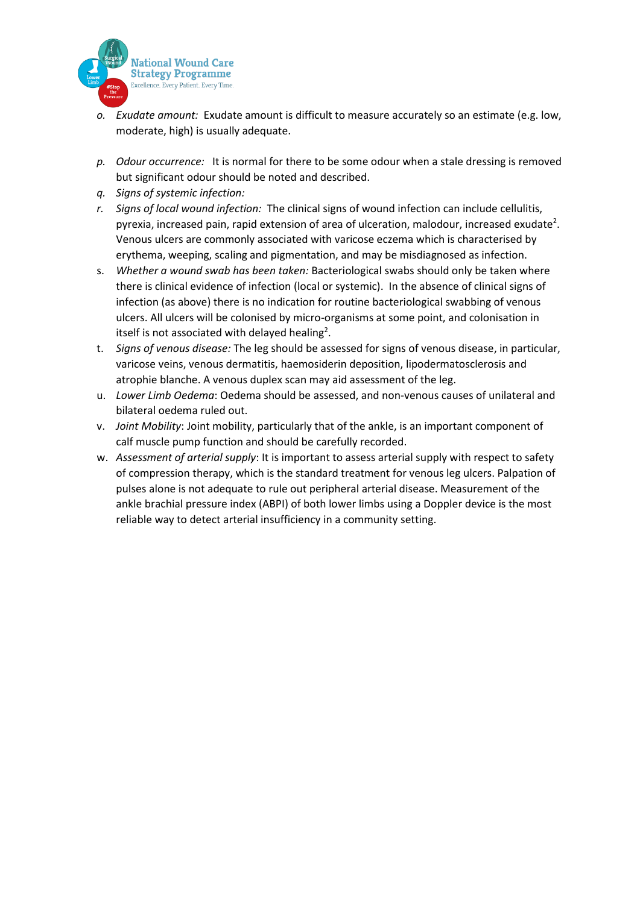o. *Exudate amount:* Exudate amount is difficult to measure accurately so an estimate (e.g. low, moderate, high) is usually adequate.

p. *Odour occurrence:* It is normal for there to be some odour when a stale dressing is removed but significant odour should be noted and described.

q. *Signs of systemic infection:*

r. *Signs of local wound infection:* The clinical signs of wound infection can include cellulitis, pyrexia, increased pain, rapid extension of area of ulceration, malodour, increased exudate[2]. Venous ulcers are commonly associated with varicose eczema which is characterised by erythema, weeping, scaling and pigmentation, and may be misdiagnosed as infection.

s. *Whether a wound swab has been taken:* Bacteriological swabs should only be taken where there is clinical evidence of infection (local or systemic). In the absence of clinical signs of infection (as above) there is no indication for routine bacteriological swabbing of venous ulcers. All ulcers will be colonised by micro-organisms at some point, and colonisation in itself is not associated with delayed healing[2].

t. *Signs of venous disease:* The leg should be assessed for signs of venous disease, in particular, varicose veins, venous dermatitis, haemosiderin deposition, lipodermatosclerosis and atrophie blanche. A venous duplex scan may aid assessment of the leg.

u. *Lower Limb Oedema*: Oedema should be assessed, and non-venous causes of unilateral and bilateral oedema ruled out.

v. *Joint Mobility*: Joint mobility, particularly that of the ankle, is an important component of calf muscle pump function and should be carefully recorded.

w. *Assessment of arterial supply*: It is important to assess arterial supply with respect to safety of compression therapy, which is the standard treatment for venous leg ulcers. Palpation of pulses alone is not adequate to rule out peripheral arterial disease. Measurement of the ankle brachial pressure index (ABPI) of both lower limbs using a Doppler device is the most reliable way to detect arterial insufficiency in a community setting.